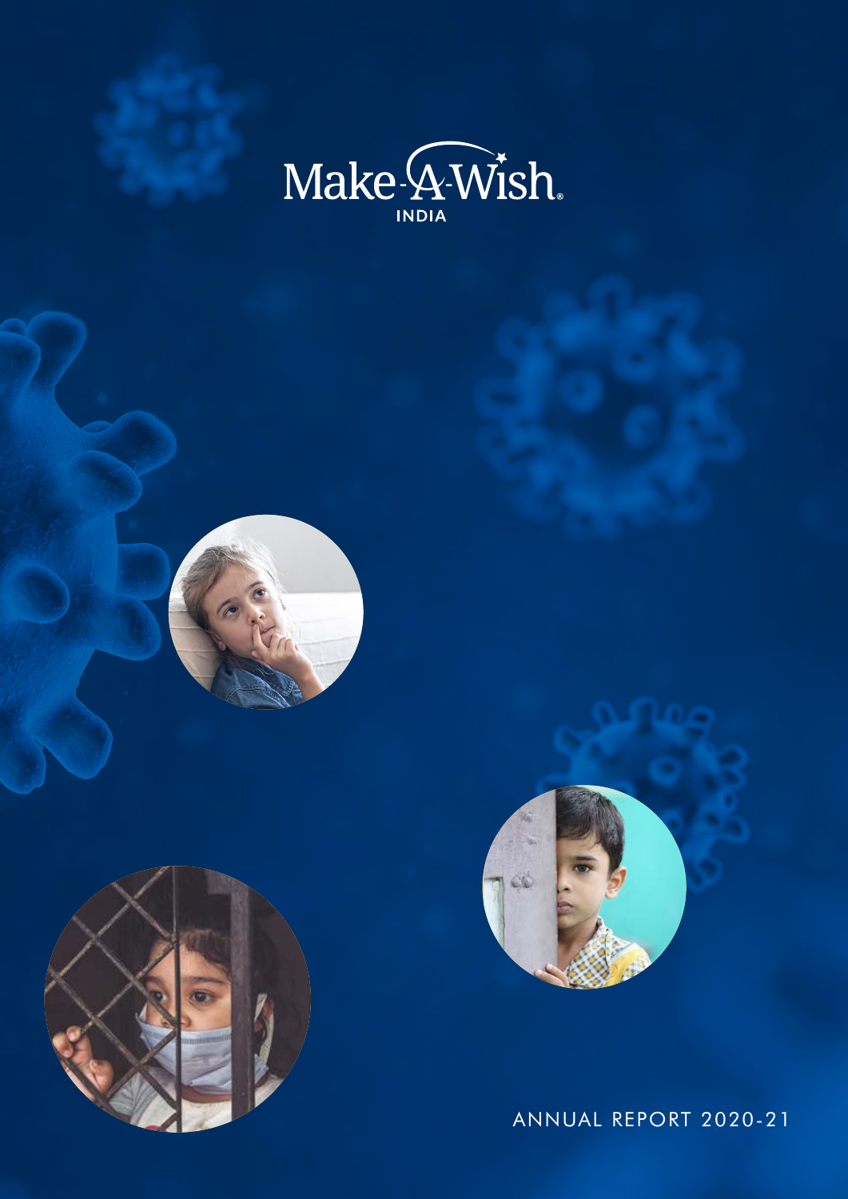Make-A-Wish
INDIA

ANNUAL REPORT 2020-21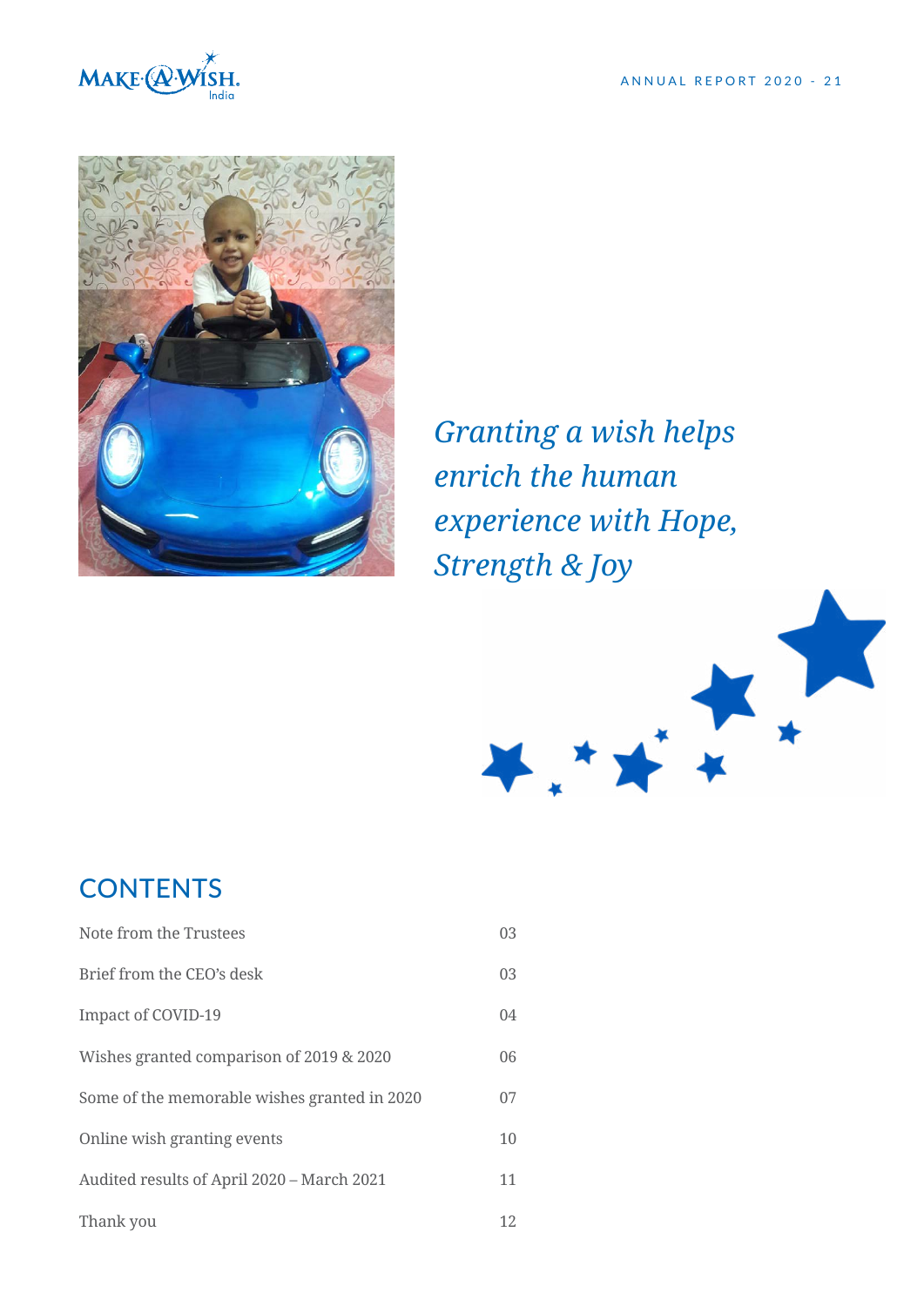*Granting a wish helps enrich the human experience with Hope, Strength & Joy*

## CONTENTS

| | |
|---|---|
| Note from the Trustees | 03 |
| Brief from the CEO's desk | 03 |
| Impact of COVID-19 | 04 |
| Wishes granted comparison of 2019 & 2020 | 06 |
| Some of the memorable wishes granted in 2020 | 07 |
| Online wish granting events | 10 |
| Audited results of April 2020 – March 2021 | 11 |
| Thank you | 12 |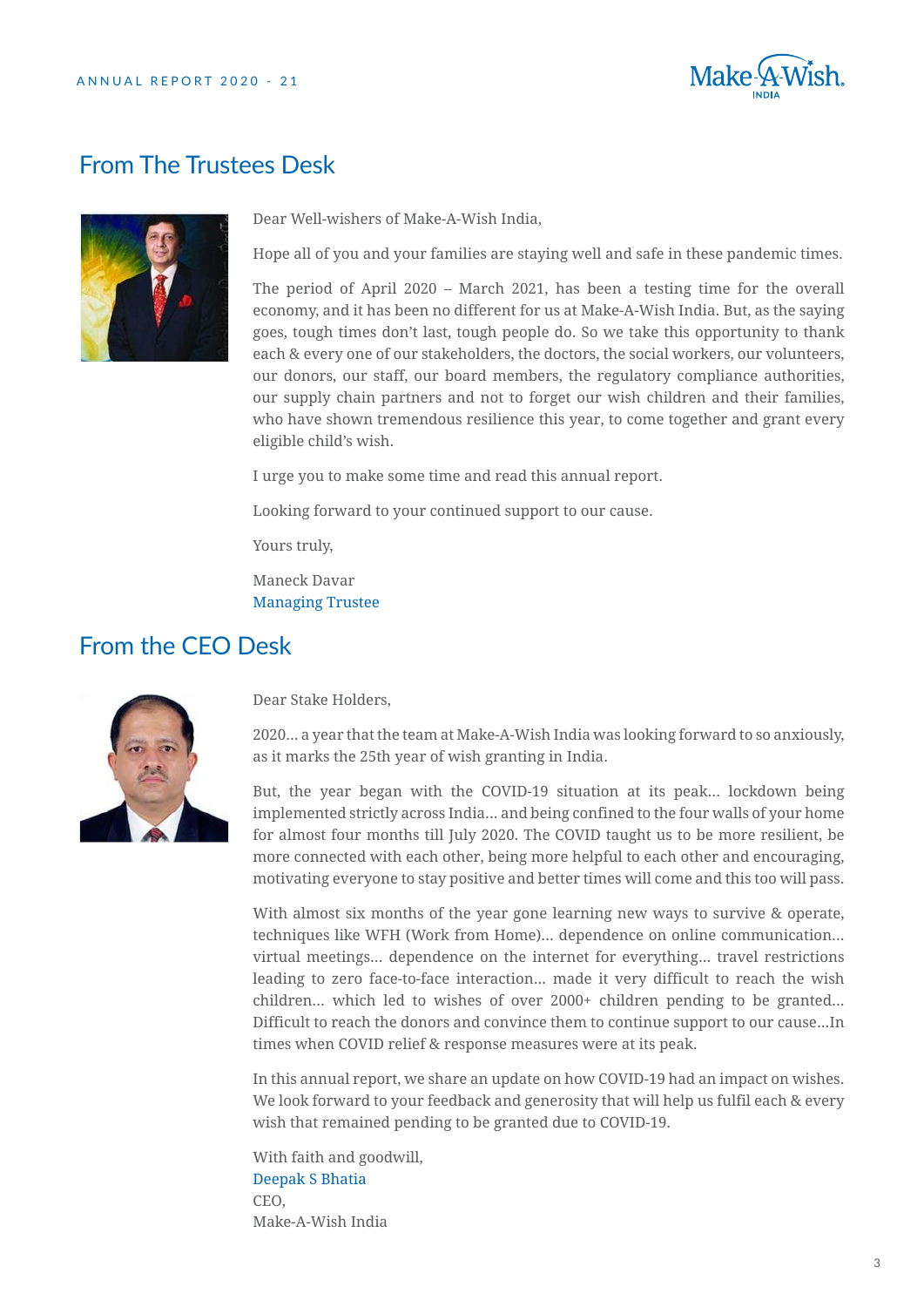## From The Trustees Desk

Dear Well-wishers of Make-A-Wish India,

Hope all of you and your families are staying well and safe in these pandemic times.

The period of April 2020 – March 2021, has been a testing time for the overall economy, and it has been no different for us at Make-A-Wish India. But, as the saying goes, tough times don't last, tough people do. So we take this opportunity to thank each & every one of our stakeholders, the doctors, the social workers, our volunteers, our donors, our staff, our board members, the regulatory compliance authorities, our supply chain partners and not to forget our wish children and their families, who have shown tremendous resilience this year, to come together and grant every eligible child's wish.

I urge you to make some time and read this annual report.

Looking forward to your continued support to our cause.

Yours truly,

Maneck Davar
Managing Trustee

## From the CEO Desk

Dear Stake Holders,

2020... a year that the team at Make-A-Wish India was looking forward to so anxiously, as it marks the 25th year of wish granting in India.

But, the year began with the COVID-19 situation at its peak... lockdown being implemented strictly across India... and being confined to the four walls of your home for almost four months till July 2020. The COVID taught us to be more resilient, be more connected with each other, being more helpful to each other and encouraging, motivating everyone to stay positive and better times will come and this too will pass.

With almost six months of the year gone learning new ways to survive & operate, techniques like WFH (Work from Home)... dependence on online communication... virtual meetings... dependence on the internet for everything... travel restrictions leading to zero face-to-face interaction... made it very difficult to reach the wish children... which led to wishes of over 2000+ children pending to be granted... Difficult to reach the donors and convince them to continue support to our cause...In times when COVID relief & response measures were at its peak.

In this annual report, we share an update on how COVID-19 had an impact on wishes. We look forward to your feedback and generosity that will help us fulfil each & every wish that remained pending to be granted due to COVID-19.

With faith and goodwill,
Deepak S Bhatia
CEO,
Make-A-Wish India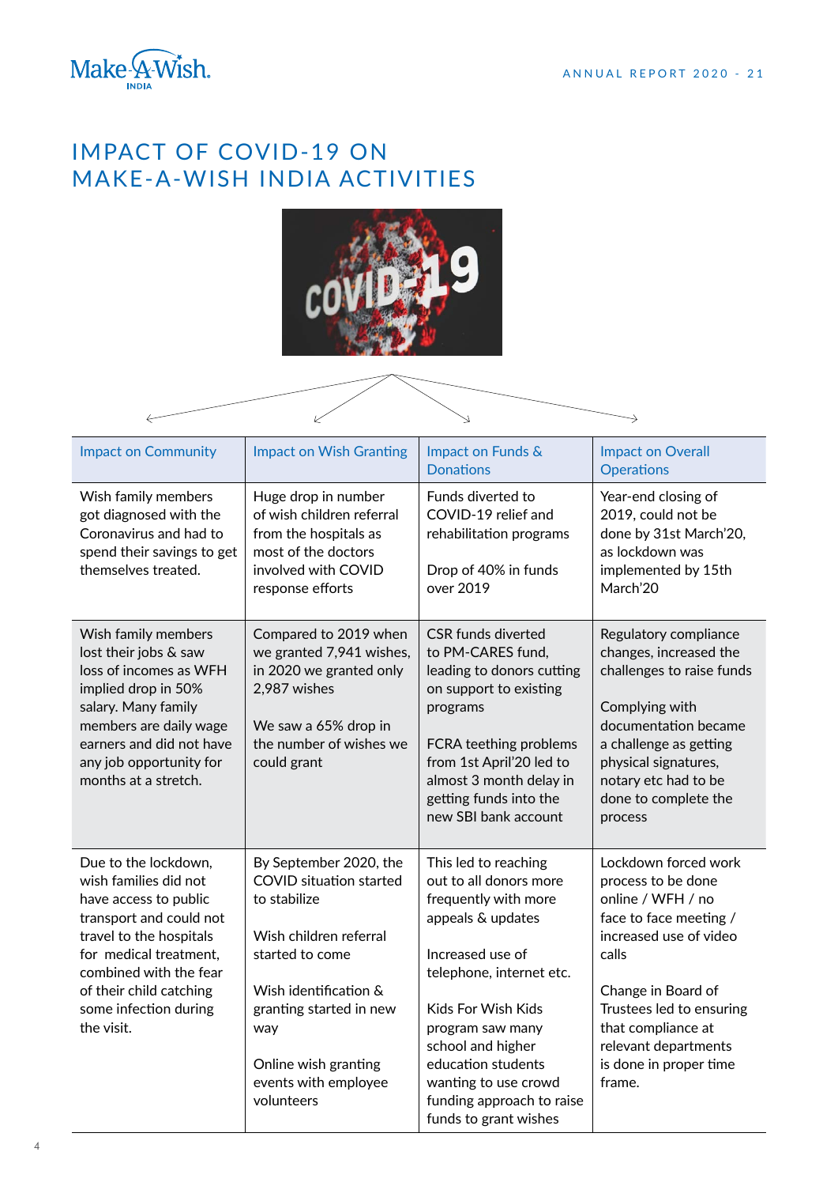# IMPACT OF COVID-19 ON MAKE-A-WISH INDIA ACTIVITIES

| Impact on Community | Impact on Wish Granting | Impact on Funds & Donations | Impact on Overall Operations |
|---|---|---|---|
| Wish family members got diagnosed with the Coronavirus and had to spend their savings to get themselves treated. | Huge drop in number of wish children referral from the hospitals as most of the doctors involved with COVID response efforts | Funds diverted to COVID-19 relief and rehabilitation programs<br><br>Drop of 40% in funds over 2019 | Year-end closing of 2019, could not be done by 31st March'20, as lockdown was implemented by 15th March'20 |
| Wish family members lost their jobs & saw loss of incomes as WFH implied drop in 50% salary. Many family members are daily wage earners and did not have any job opportunity for months at a stretch. | Compared to 2019 when we granted 7,941 wishes, in 2020 we granted only 2,987 wishes<br><br>We saw a 65% drop in the number of wishes we could grant | CSR funds diverted to PM-CARES fund, leading to donors cutting on support to existing programs<br><br>FCRA teething problems from 1st April'20 led to almost 3 month delay in getting funds into the new SBI bank account | Regulatory compliance changes, increased the challenges to raise funds<br><br>Complying with documentation became a challenge as getting physical signatures, notary etc had to be done to complete the process |
| Due to the lockdown, wish families did not have access to public transport and could not travel to the hospitals for medical treatment, combined with the fear of their child catching some infection during the visit. | By September 2020, the COVID situation started to stabilize<br><br>Wish children referral started to come<br><br>Wish identification & granting started in new way<br><br>Online wish granting events with employee volunteers | This led to reaching out to all donors more frequently with more appeals & updates<br><br>Increased use of telephone, internet etc.<br><br>Kids For Wish Kids program saw many school and higher education students wanting to use crowd funding approach to raise funds to grant wishes | Lockdown forced work process to be done online / WFH / no face to face meeting / increased use of video calls<br><br>Change in Board of Trustees led to ensuring that compliance at relevant departments is done in proper time frame. |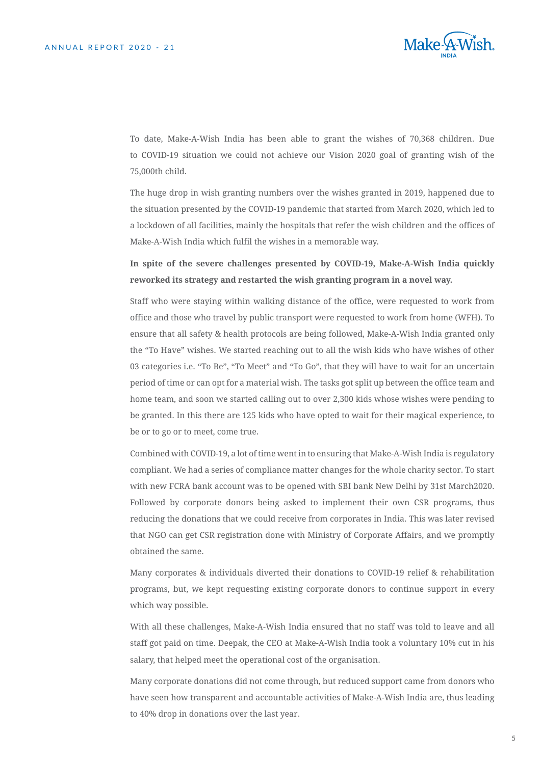To date, Make-A-Wish India has been able to grant the wishes of 70,368 children. Due to COVID-19 situation we could not achieve our Vision 2020 goal of granting wish of the 75,000th child.

The huge drop in wish granting numbers over the wishes granted in 2019, happened due to the situation presented by the COVID-19 pandemic that started from March 2020, which led to a lockdown of all facilities, mainly the hospitals that refer the wish children and the offices of Make-A-Wish India which fulfil the wishes in a memorable way.

**In spite of the severe challenges presented by COVID-19, Make-A-Wish India quickly reworked its strategy and restarted the wish granting program in a novel way.**

Staff who were staying within walking distance of the office, were requested to work from office and those who travel by public transport were requested to work from home (WFH). To ensure that all safety & health protocols are being followed, Make-A-Wish India granted only the "To Have" wishes. We started reaching out to all the wish kids who have wishes of other 03 categories i.e. "To Be", "To Meet" and "To Go", that they will have to wait for an uncertain period of time or can opt for a material wish. The tasks got split up between the office team and home team, and soon we started calling out to over 2,300 kids whose wishes were pending to be granted. In this there are 125 kids who have opted to wait for their magical experience, to be or to go or to meet, come true.

Combined with COVID-19, a lot of time went in to ensuring that Make-A-Wish India is regulatory compliant. We had a series of compliance matter changes for the whole charity sector. To start with new FCRA bank account was to be opened with SBI bank New Delhi by 31st March2020. Followed by corporate donors being asked to implement their own CSR programs, thus reducing the donations that we could receive from corporates in India. This was later revised that NGO can get CSR registration done with Ministry of Corporate Affairs, and we promptly obtained the same.

Many corporates & individuals diverted their donations to COVID-19 relief & rehabilitation programs, but, we kept requesting existing corporate donors to continue support in every which way possible.

With all these challenges, Make-A-Wish India ensured that no staff was told to leave and all staff got paid on time. Deepak, the CEO at Make-A-Wish India took a voluntary 10% cut in his salary, that helped meet the operational cost of the organisation.

Many corporate donations did not come through, but reduced support came from donors who have seen how transparent and accountable activities of Make-A-Wish India are, thus leading to 40% drop in donations over the last year.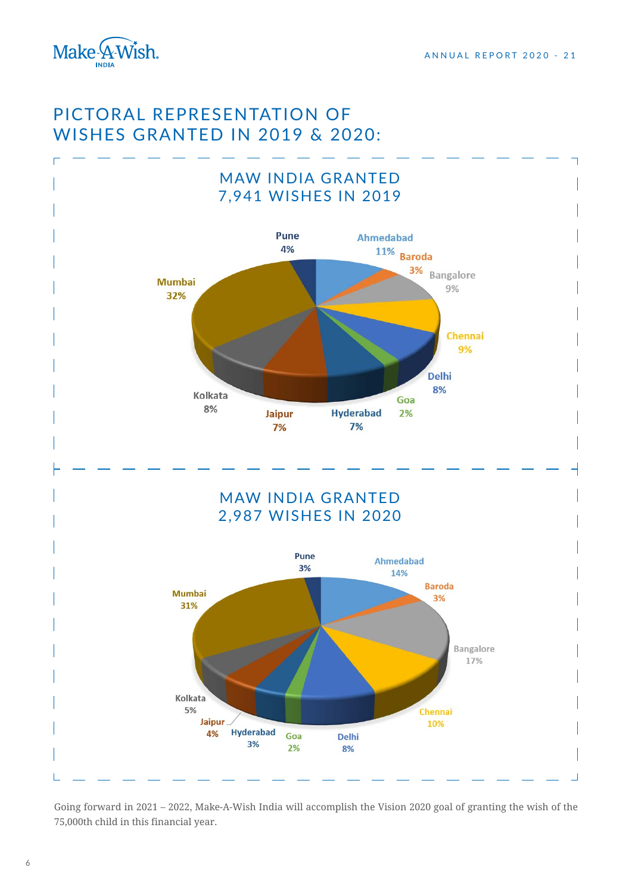# PICTORAL REPRESENTATION OF WISHES GRANTED IN 2019 & 2020:

## MAW INDIA GRANTED 7,941 WISHES IN 2019

| City | Share |
|---|---|
| Ahmedabad | 11% |
| Baroda | 3% |
| Bangalore | 9% |
| Chennai | 9% |
| Delhi | 8% |
| Goa | 2% |
| Hyderabad | 7% |
| Jaipur | 7% |
| Kolkata | 8% |
| Mumbai | 32% |
| Pune | 4% |

## MAW INDIA GRANTED 2,987 WISHES IN 2020

| City | Share |
|---|---|
| Ahmedabad | 14% |
| Baroda | 3% |
| Bangalore | 17% |
| Chennai | 10% |
| Delhi | 8% |
| Goa | 2% |
| Hyderabad | 3% |
| Jaipur | 4% |
| Kolkata | 5% |
| Mumbai | 31% |
| Pune | 3% |

Going forward in 2021 – 2022, Make-A-Wish India will accomplish the Vision 2020 goal of granting the wish of the 75,000th child in this financial year.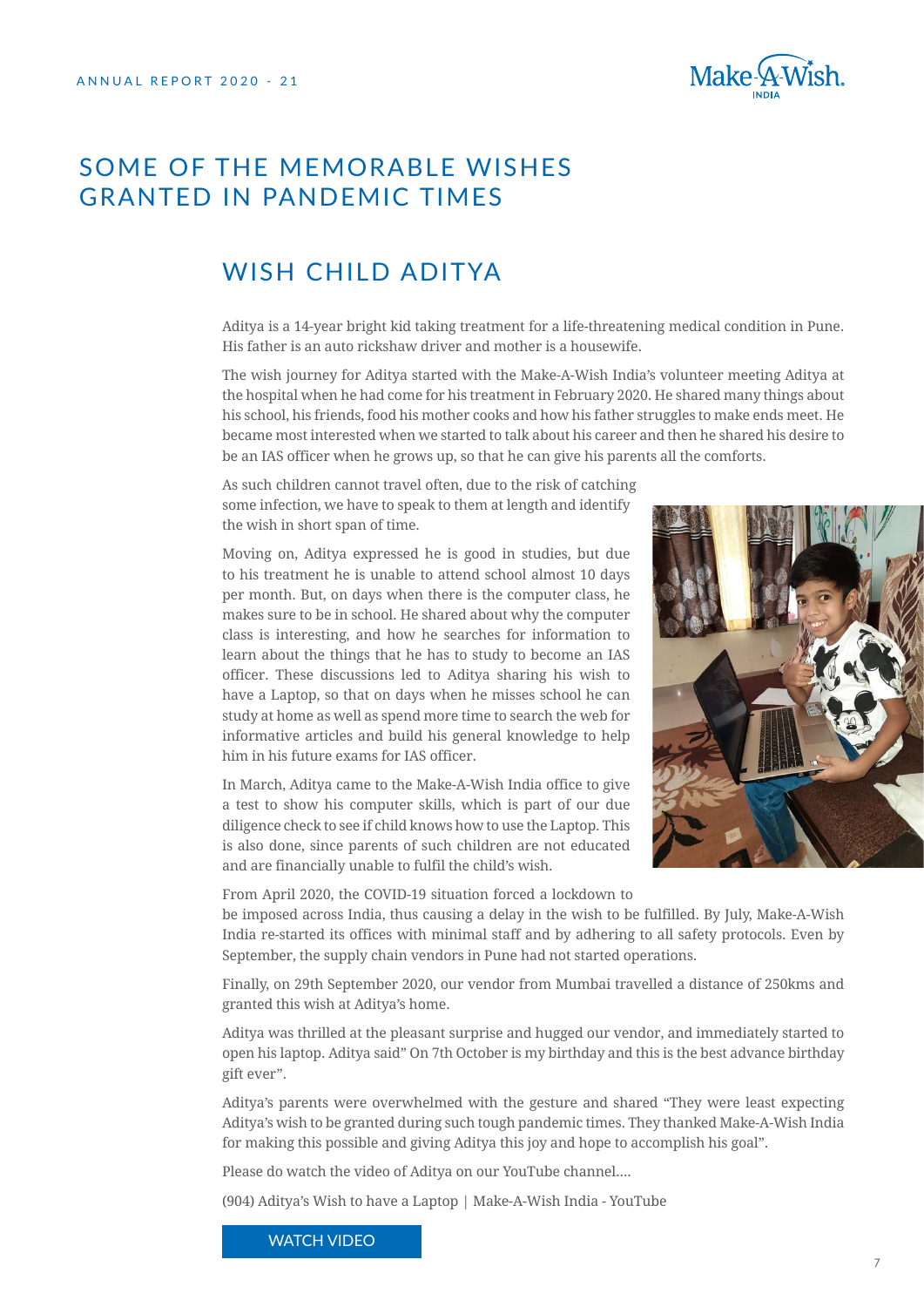# SOME OF THE MEMORABLE WISHES GRANTED IN PANDEMIC TIMES

## WISH CHILD ADITYA

Aditya is a 14-year bright kid taking treatment for a life-threatening medical condition in Pune. His father is an auto rickshaw driver and mother is a housewife.

The wish journey for Aditya started with the Make-A-Wish India's volunteer meeting Aditya at the hospital when he had come for his treatment in February 2020. He shared many things about his school, his friends, food his mother cooks and how his father struggles to make ends meet. He became most interested when we started to talk about his career and then he shared his desire to be an IAS officer when he grows up, so that he can give his parents all the comforts.

As such children cannot travel often, due to the risk of catching some infection, we have to speak to them at length and identify the wish in short span of time.

Moving on, Aditya expressed he is good in studies, but due to his treatment he is unable to attend school almost 10 days per month. But, on days when there is the computer class, he makes sure to be in school. He shared about why the computer class is interesting, and how he searches for information to learn about the things that he has to study to become an IAS officer. These discussions led to Aditya sharing his wish to have a Laptop, so that on days when he misses school he can study at home as well as spend more time to search the web for informative articles and build his general knowledge to help him in his future exams for IAS officer.

In March, Aditya came to the Make-A-Wish India office to give a test to show his computer skills, which is part of our due diligence check to see if child knows how to use the Laptop. This is also done, since parents of such children are not educated and are financially unable to fulfil the child's wish.

From April 2020, the COVID-19 situation forced a lockdown to be imposed across India, thus causing a delay in the wish to be fulfilled. By July, Make-A-Wish India re-started its offices with minimal staff and by adhering to all safety protocols. Even by September, the supply chain vendors in Pune had not started operations.

Finally, on 29th September 2020, our vendor from Mumbai travelled a distance of 250kms and granted this wish at Aditya's home.

Aditya was thrilled at the pleasant surprise and hugged our vendor, and immediately started to open his laptop. Aditya said" On 7th October is my birthday and this is the best advance birthday gift ever".

Aditya's parents were overwhelmed with the gesture and shared "They were least expecting Aditya's wish to be granted during such tough pandemic times. They thanked Make-A-Wish India for making this possible and giving Aditya this joy and hope to accomplish his goal".

Please do watch the video of Aditya on our YouTube channel....

(904) Aditya's Wish to have a Laptop | Make-A-Wish India - YouTube

WATCH VIDEO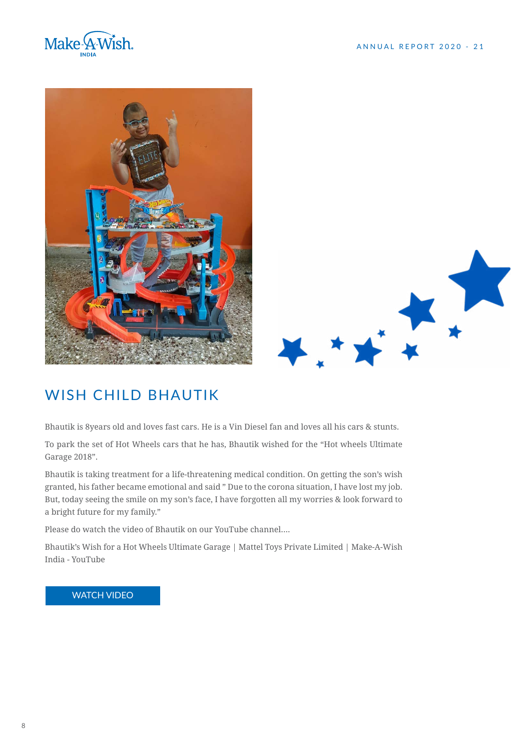## WISH CHILD BHAUTIK

Bhautik is 8years old and loves fast cars. He is a Vin Diesel fan and loves all his cars & stunts.

To park the set of Hot Wheels cars that he has, Bhautik wished for the "Hot wheels Ultimate Garage 2018".

Bhautik is taking treatment for a life-threatening medical condition. On getting the son's wish granted, his father became emotional and said " Due to the corona situation, I have lost my job. But, today seeing the smile on my son's face, I have forgotten all my worries & look forward to a bright future for my family."

Please do watch the video of Bhautik on our YouTube channel....

Bhautik's Wish for a Hot Wheels Ultimate Garage | Mattel Toys Private Limited | Make-A-Wish India - YouTube

WATCH VIDEO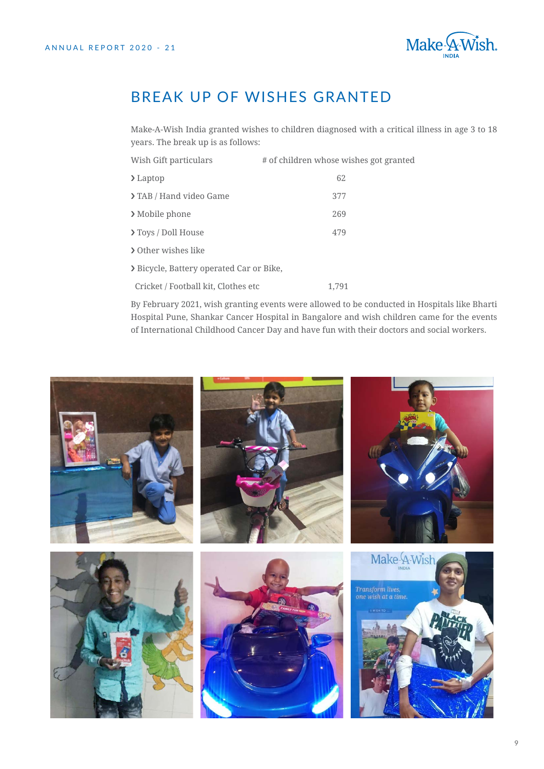# BREAK UP OF WISHES GRANTED

Make-A-Wish India granted wishes to children diagnosed with a critical illness in age 3 to 18 years. The break up is as follows:

| Wish Gift particulars | # of children whose wishes got granted |
|---|---|
| › Laptop | 62 |
| › TAB / Hand video Game | 377 |
| › Mobile phone | 269 |
| › Toys / Doll House | 479 |
| › Other wishes like | |
| › Bicycle, Battery operated Car or Bike, Cricket / Football kit, Clothes etc | 1,791 |

By February 2021, wish granting events were allowed to be conducted in Hospitals like Bharti Hospital Pune, Shankar Cancer Hospital in Bangalore and wish children came for the events of International Childhood Cancer Day and have fun with their doctors and social workers.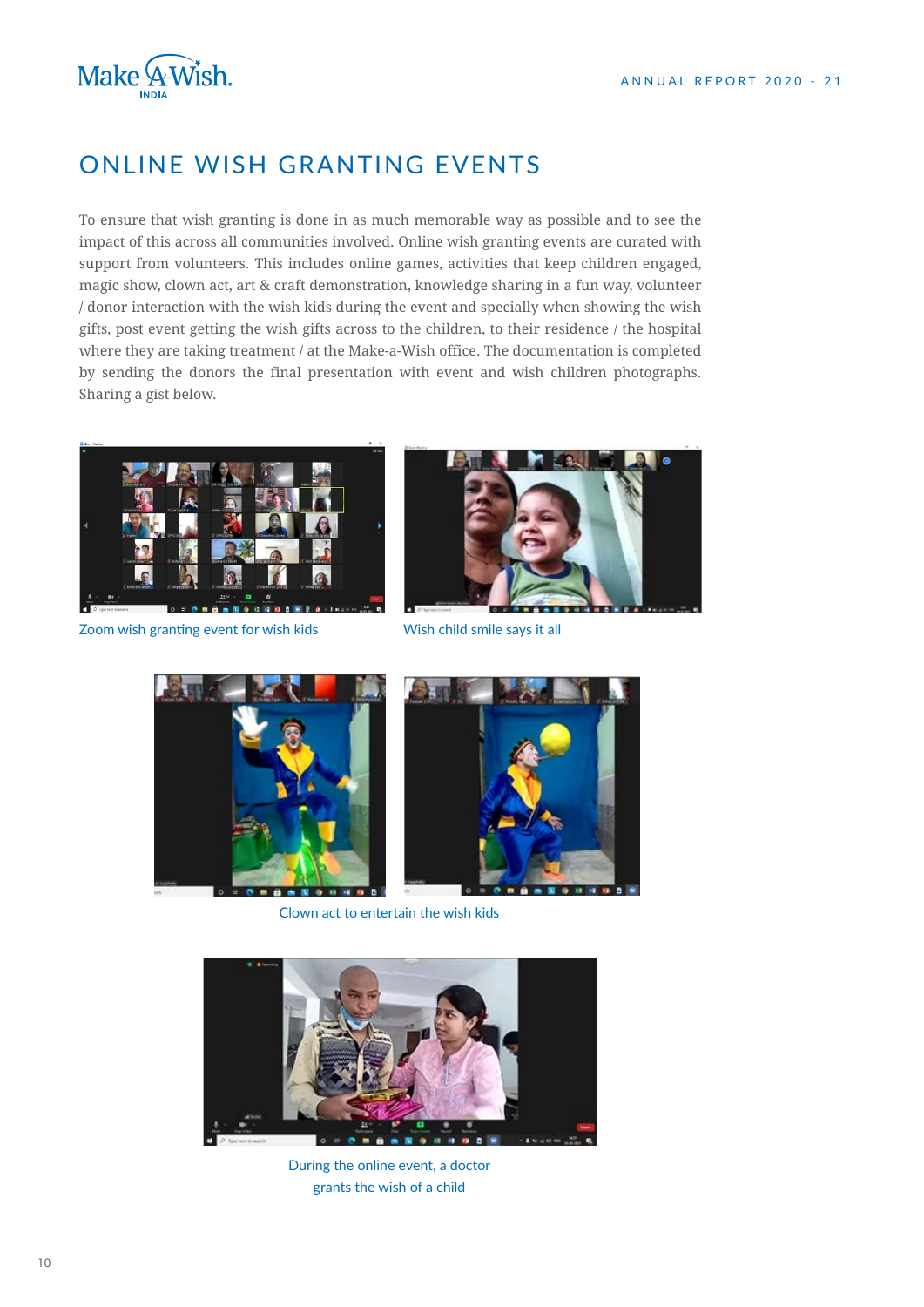# ONLINE WISH GRANTING EVENTS

To ensure that wish granting is done in as much memorable way as possible and to see the impact of this across all communities involved. Online wish granting events are curated with support from volunteers. This includes online games, activities that keep children engaged, magic show, clown act, art & craft demonstration, knowledge sharing in a fun way, volunteer / donor interaction with the wish kids during the event and specially when showing the wish gifts, post event getting the wish gifts across to the children, to their residence / the hospital where they are taking treatment / at the Make-a-Wish office. The documentation is completed by sending the donors the final presentation with event and wish children photographs. Sharing a gist below.

Zoom wish granting event for wish kids

Wish child smile says it all

Clown act to entertain the wish kids

During the online event, a doctor grants the wish of a child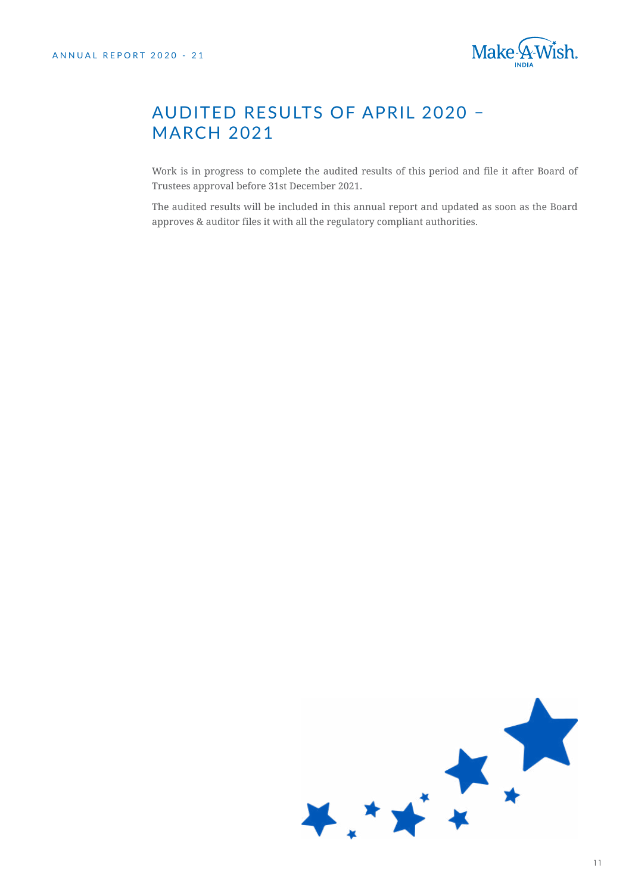# AUDITED RESULTS OF APRIL 2020 – MARCH 2021

Work is in progress to complete the audited results of this period and file it after Board of Trustees approval before 31st December 2021.

The audited results will be included in this annual report and updated as soon as the Board approves & auditor files it with all the regulatory compliant authorities.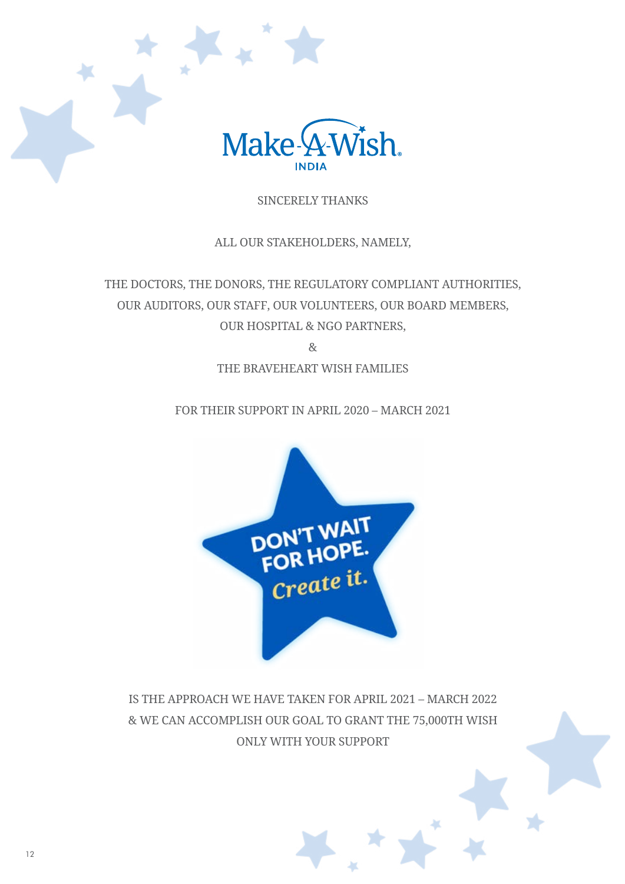Make-A-Wish INDIA

SINCERELY THANKS

ALL OUR STAKEHOLDERS, NAMELY,

THE DOCTORS, THE DONORS, THE REGULATORY COMPLIANT AUTHORITIES,
OUR AUDITORS, OUR STAFF, OUR VOLUNTEERS, OUR BOARD MEMBERS,
OUR HOSPITAL & NGO PARTNERS,

&

THE BRAVEHEART WISH FAMILIES

FOR THEIR SUPPORT IN APRIL 2020 – MARCH 2021

DON'T WAIT FOR HOPE. *Create it.*

IS THE APPROACH WE HAVE TAKEN FOR APRIL 2021 – MARCH 2022
& WE CAN ACCOMPLISH OUR GOAL TO GRANT THE 75,000TH WISH
ONLY WITH YOUR SUPPORT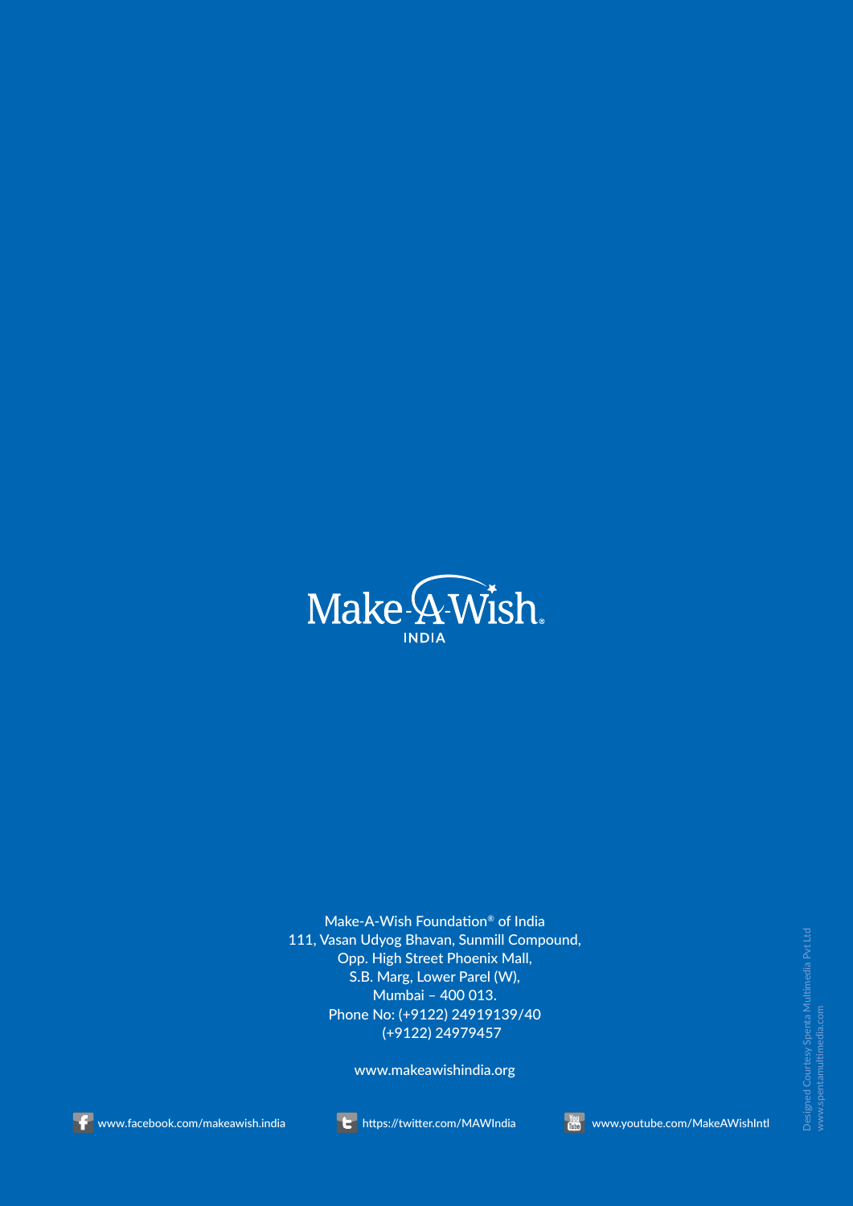Make-A-Wish

INDIA

Make-A-Wish Foundation® of India
111, Vasan Udyog Bhavan, Sunmill Compound,
Opp. High Street Phoenix Mall,
S.B. Marg, Lower Parel (W),
Mumbai – 400 013.
Phone No: (+9122) 24919139/40
(+9122) 24979457

www.makeawishindia.org

www.facebook.com/makeawish.india

https://twitter.com/MAWIndia

www.youtube.com/MakeAWishIntl

Designed Courtesy Spenta Multimedia Pvt Ltd
www.spentamultimedia.com